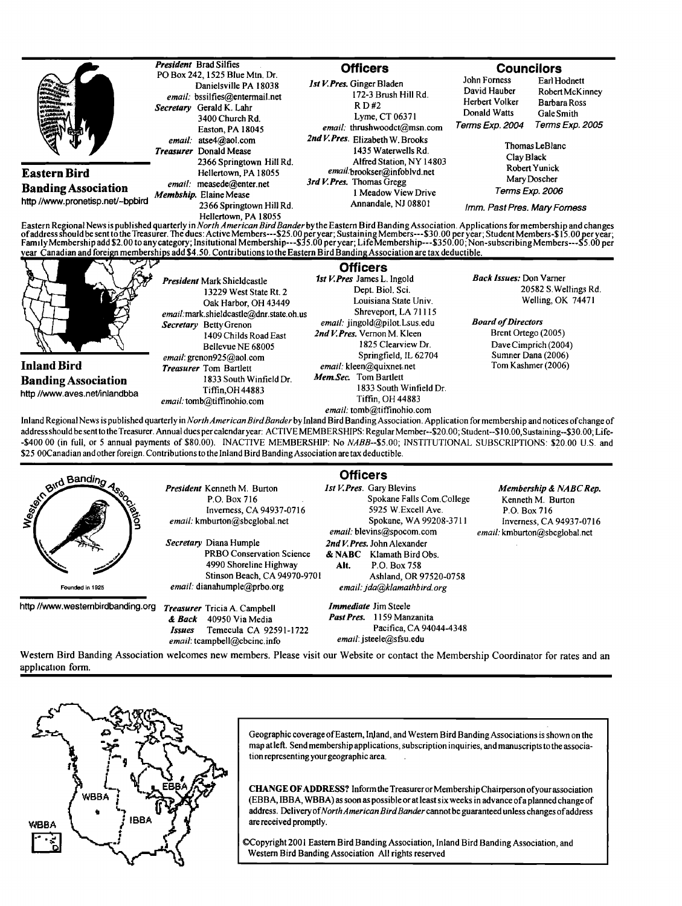## Eastern Bird Banding Association

http //www.pronetisp.net/~bpbird

*President* Brad Silfies
PO Box 242, 1525 Blue Mtn. Dr.
Danielsville PA 18038
*email:* bssilfies@entermail.net

*Secretary* Gerald K. Lahr
3400 Church Rd.
Easton, PA 18045
*email:* atse4@aol.com

*Treasurer* Donald Mease
2366 Springtown Hill Rd.
Hellertown, PA 18055
*email:* measede@enter.net

*Membship.* Elaine Mease
2366 Springtown Hill Rd.
Hellertown, PA 18055

### Officers

*1st V.Pres.* Ginger Bladen
172-3 Brush Hill Rd.
R D #2
Lyme, CT 06371
*email:* thrushwoodct@msn.com

*2nd V.Pres.* Elizabeth W. Brooks
1435 Waterwells Rd.
Alfred Station, NY 14803
*email:* brookser@infoblvd.net

*3rd V.Pres.* Thomas Gregg
1 Meadow View Drive
Annandale, NJ 08801

### Councilors

John Forness, David Hauber, Herbert Volker, Donald Watts — *Terms Exp. 2004*

Earl Hodnett, Robert McKinney, Barbara Ross, Gale Smith — *Terms Exp. 2005*

Thomas LeBlanc, Clay Black, Robert Yunick, Mary Doscher — *Terms Exp. 2006*

*Imm. Past Pres.* Mary Forness

Eastern Regional News is published quarterly in *North American Bird Bander* by the Eastern Bird Banding Association. Applications for membership and changes of address should be sent to the Treasurer. The dues: Active Members---$25.00 per year; Sustaining Members---$30.00 per year; Student Members-$15.00 per year; Family Membership add $2.00 to any category; Insitutional Membership---$35.00 per year; Life Membership---$350.00; Non-subscribing Members---$5.00 per year. Canadian and foreign memberships add $4.50. Contributions to the Eastern Bird Banding Association are tax deductible.

## Inland Bird Banding Association

http //www.aves.net/inlandbba

*President* Mark Shieldcastle
13229 West State Rt. 2
Oak Harbor, OH 43449
*email:* mark.shieldcastle@dnr.state.oh.us

*Secretary* Betty Grenon
1409 Childs Road East
Bellevue NE 68005
*email:* grenon925@aol.com

*Treasurer* Tom Bartlett
1833 South Winfield Dr.
Tiffin, OH 44883
*email:* tomb@tiffinohio.com

### Officers

*1st V.Pres* James L. Ingold
Dept. Biol. Sci.
Louisiana State Univ.
Shreveport, LA 71115
*email:* jingold@pilot.Lsus.edu

*2nd V.Pres.* Vernon M. Kleen
1825 Clearview Dr.
Springfield, IL 62704
*email:* kleen@quixnet.net

*Mem.Sec.* Tom Bartlett
1833 South Winfield Dr.
Tiffin, OH 44883
*email:* tomb@tiffinohio.com

*Back Issues:* Don Varner
20582 S.Wellings Rd.
Welling, OK 74471

*Board of Directors*
Brent Ortego (2005)
Dave Cimprich (2004)
Sumner Dana (2006)
Tom Kashmer (2006)

Inland Regional News is published quarterly in *North American Bird Bander* by Inland Bird Banding Association. Application for membership and notices of change of address should be sent to the Treasurer. Annual dues per calendar year: ACTIVE MEMBERSHIPS: Regular Member--$20.00; Student--$10.00, Sustaining--$30.00; Life--$400 00 (in full, or 5 annual payments of $80.00). INACTIVE MEMBERSHIP: No *NABB*--$5.00; INSTITUTIONAL SUBSCRIPTIONS: $20.00 U.S. and $25 00Canadian and other foreign. Contributions to the Inland Bird Banding Association are tax deductible.

## Western Bird Banding Association

Founded in 1925

http //www.westernbirdbanding.org

*President* Kenneth M. Burton
P.O. Box 716
Inverness, CA 94937-0716
*email:* kmburton@sbcglobal.net

*Secretary* Diana Humple
PRBO Conservation Science
4990 Shoreline Highway
Stinson Beach, CA 94970-9701
*email:* dianahumple@prbo.org

*Treasurer & Back Issues* Tricia A. Campbell
40950 Via Media
Temecula CA 92591-1722
*email:* tcampbell@cbcinc.info

### Officers

*1st V.Pres.* Gary Blevins
Spokane Falls Com.College
5925 W.Excell Ave.
Spokane, WA 99208-3711
*email:* blevins@spocom.com

*2nd V.Pres. & NABC Alt.* John Alexander
Klamath Bird Obs.
P.O. Box 758
Ashland, OR 97520-0758
*email: jda@klamathbird.org*

*Immediate Past Pres.* Jim Steele
1159 Manzanita
Pacifica, CA 94044-4348
*email:* jsteele@sfsu.edu

*Membership & NABC Rep.*
Kenneth M. Burton
P.O. Box 716
Inverness, CA 94937-0716
*email:* kmburton@sbcglobal.net

Western Bird Banding Association welcomes new members. Please visit our Website or contact the Membership Coordinator for rates and an application form.

---

WBBA — IBBA — EBBA

Geographic coverage of Eastern, Inland, and Western Bird Banding Associations is shown on the map at left. Send membership applications, subscription inquiries, and manuscripts to the association representing your geographic area.

**CHANGE OF ADDRESS?** Inform the Treasurer or Membership Chairperson of your association (EBBA, IBBA, WBBA) as soon as possible or at least six weeks in advance of a planned change of address. Delivery of *North American Bird Bander* cannot be guaranteed unless changes of address are received promptly.

©Copyright 2001 Eastern Bird Banding Association, Inland Bird Banding Association, and Western Bird Banding Association All rights reserved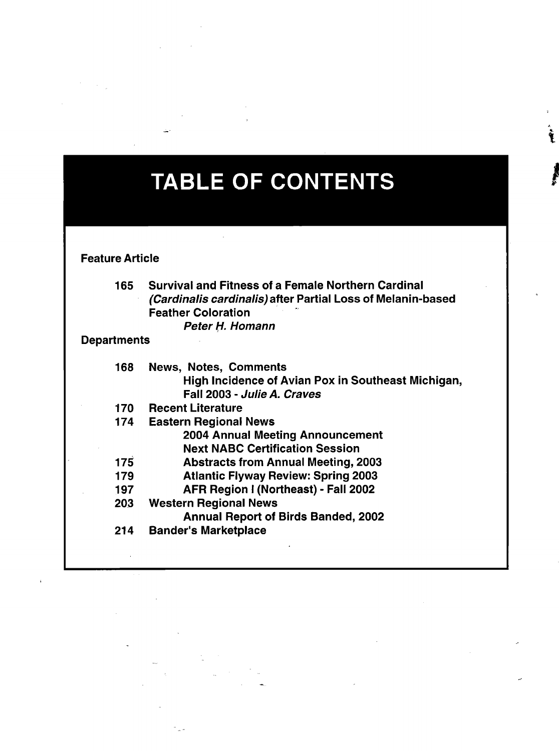# TABLE OF CONTENTS

**Feature Article**

**165 Survival and Fitness of a Female Northern Cardinal *(Cardinalis cardinalis)* after Partial Loss of Melanin-based Feather Coloration**
***Peter H. Homann***

**Departments**

**168 News, Notes, Comments**
**High Incidence of Avian Pox in Southeast Michigan, Fall 2003 - *Julie A. Craves***

**170 Recent Literature**

**174 Eastern Regional News**
**2004 Annual Meeting Announcement**
**Next NABC Certification Session**

**175 Abstracts from Annual Meeting, 2003**

**179 Atlantic Flyway Review: Spring 2003**

**197 AFR Region I (Northeast) - Fall 2002**

**203 Western Regional News**
**Annual Report of Birds Banded, 2002**

**214 Bander's Marketplace**